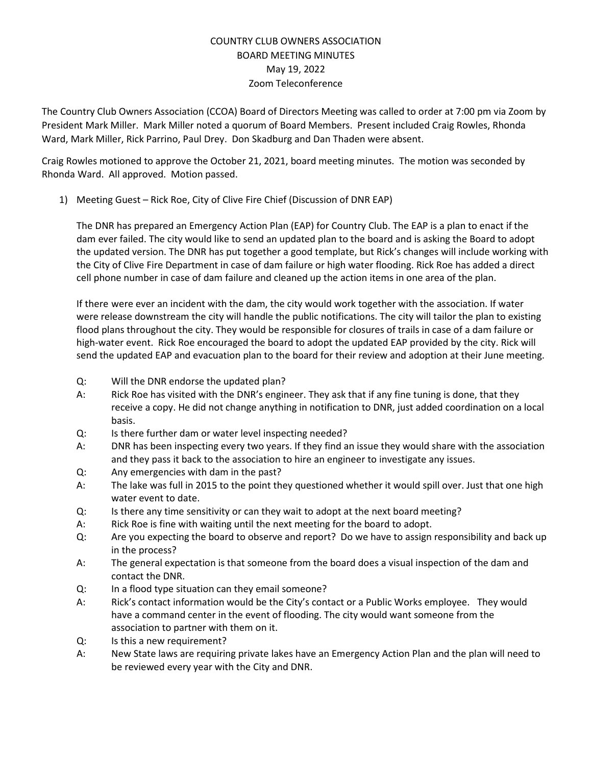# COUNTRY CLUB OWNERS ASSOCIATION
## BOARD MEETING MINUTES
### May 19, 2022
### Zoom Teleconference

The Country Club Owners Association (CCOA) Board of Directors Meeting was called to order at 7:00 pm via Zoom by President Mark Miller. Mark Miller noted a quorum of Board Members. Present included Craig Rowles, Rhonda Ward, Mark Miller, Rick Parrino, Paul Drey. Don Skadburg and Dan Thaden were absent.

Craig Rowles motioned to approve the October 21, 2021, board meeting minutes. The motion was seconded by Rhonda Ward. All approved. Motion passed.

1) Meeting Guest – Rick Roe, City of Clive Fire Chief (Discussion of DNR EAP)

   The DNR has prepared an Emergency Action Plan (EAP) for Country Club. The EAP is a plan to enact if the dam ever failed. The city would like to send an updated plan to the board and is asking the Board to adopt the updated version. The DNR has put together a good template, but Rick's changes will include working with the City of Clive Fire Department in case of dam failure or high water flooding. Rick Roe has added a direct cell phone number in case of dam failure and cleaned up the action items in one area of the plan.

   If there were ever an incident with the dam, the city would work together with the association. If water were release downstream the city will handle the public notifications. The city will tailor the plan to existing flood plans throughout the city. They would be responsible for closures of trails in case of a dam failure or high-water event. Rick Roe encouraged the board to adopt the updated EAP provided by the city. Rick will send the updated EAP and evacuation plan to the board for their review and adoption at their June meeting.

   Q: Will the DNR endorse the updated plan?
   A: Rick Roe has visited with the DNR's engineer. They ask that if any fine tuning is done, that they receive a copy. He did not change anything in notification to DNR, just added coordination on a local basis.
   Q: Is there further dam or water level inspecting needed?
   A: DNR has been inspecting every two years. If they find an issue they would share with the association and they pass it back to the association to hire an engineer to investigate any issues.
   Q: Any emergencies with dam in the past?
   A: The lake was full in 2015 to the point they questioned whether it would spill over. Just that one high water event to date.
   Q: Is there any time sensitivity or can they wait to adopt at the next board meeting?
   A: Rick Roe is fine with waiting until the next meeting for the board to adopt.
   Q: Are you expecting the board to observe and report? Do we have to assign responsibility and back up in the process?
   A: The general expectation is that someone from the board does a visual inspection of the dam and contact the DNR.
   Q: In a flood type situation can they email someone?
   A: Rick's contact information would be the City's contact or a Public Works employee. They would have a command center in the event of flooding. The city would want someone from the association to partner with them on it.
   Q: Is this a new requirement?
   A: New State laws are requiring private lakes have an Emergency Action Plan and the plan will need to be reviewed every year with the City and DNR.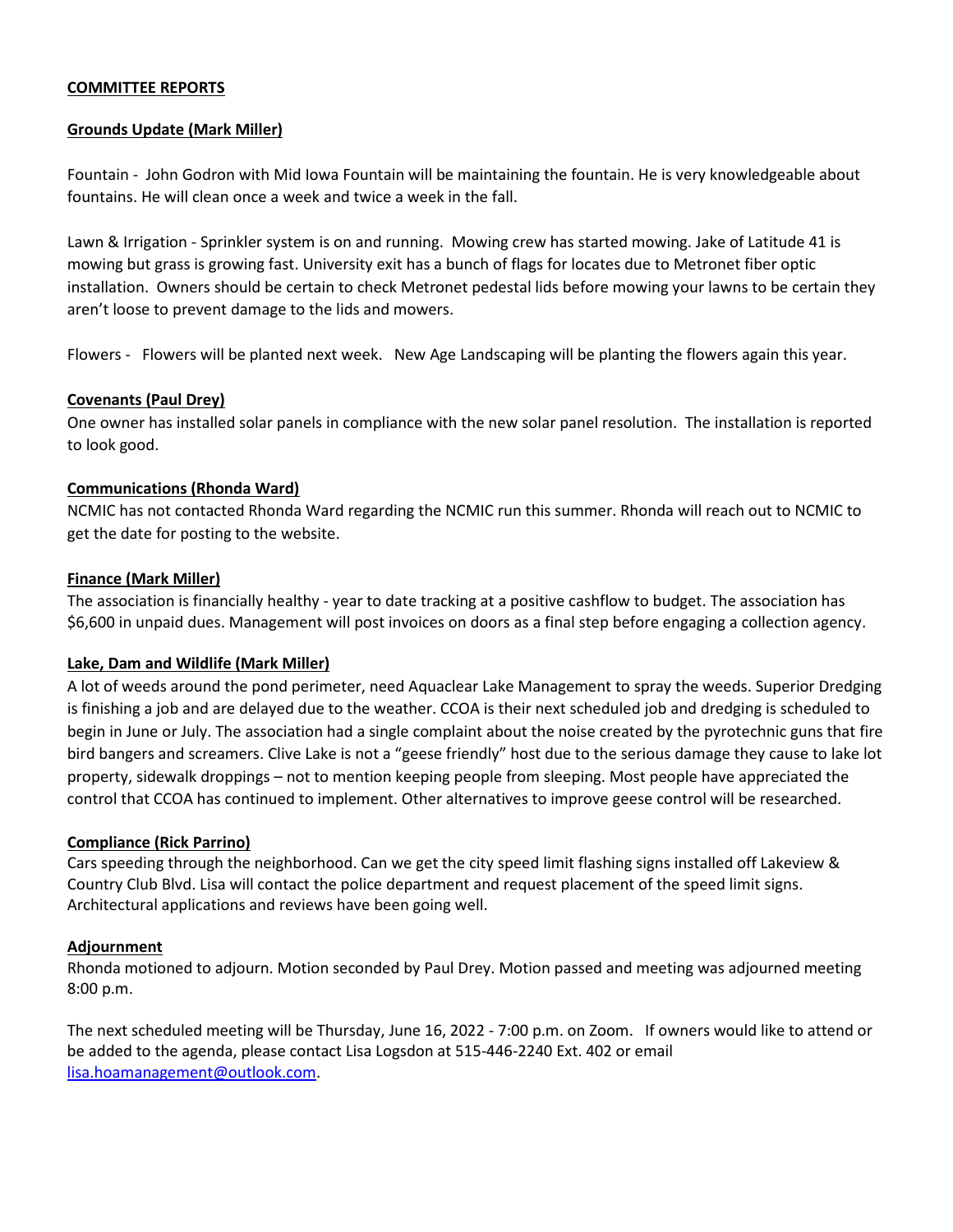## COMMITTEE REPORTS

### Grounds Update (Mark Miller)

Fountain - John Godron with Mid Iowa Fountain will be maintaining the fountain. He is very knowledgeable about fountains. He will clean once a week and twice a week in the fall.

Lawn & Irrigation - Sprinkler system is on and running. Mowing crew has started mowing. Jake of Latitude 41 is mowing but grass is growing fast. University exit has a bunch of flags for locates due to Metronet fiber optic installation. Owners should be certain to check Metronet pedestal lids before mowing your lawns to be certain they aren't loose to prevent damage to the lids and mowers.

Flowers - Flowers will be planted next week. New Age Landscaping will be planting the flowers again this year.

### Covenants (Paul Drey)

One owner has installed solar panels in compliance with the new solar panel resolution. The installation is reported to look good.

### Communications (Rhonda Ward)

NCMIC has not contacted Rhonda Ward regarding the NCMIC run this summer. Rhonda will reach out to NCMIC to get the date for posting to the website.

### Finance (Mark Miller)

The association is financially healthy - year to date tracking at a positive cashflow to budget. The association has $6,600 in unpaid dues. Management will post invoices on doors as a final step before engaging a collection agency.

### Lake, Dam and Wildlife (Mark Miller)

A lot of weeds around the pond perimeter, need Aquaclear Lake Management to spray the weeds. Superior Dredging is finishing a job and are delayed due to the weather. CCOA is their next scheduled job and dredging is scheduled to begin in June or July. The association had a single complaint about the noise created by the pyrotechnic guns that fire bird bangers and screamers. Clive Lake is not a "geese friendly" host due to the serious damage they cause to lake lot property, sidewalk droppings – not to mention keeping people from sleeping. Most people have appreciated the control that CCOA has continued to implement. Other alternatives to improve geese control will be researched.

### Compliance (Rick Parrino)

Cars speeding through the neighborhood. Can we get the city speed limit flashing signs installed off Lakeview & Country Club Blvd. Lisa will contact the police department and request placement of the speed limit signs. Architectural applications and reviews have been going well.

### Adjournment

Rhonda motioned to adjourn. Motion seconded by Paul Drey. Motion passed and meeting was adjourned meeting 8:00 p.m.

The next scheduled meeting will be Thursday, June 16, 2022 - 7:00 p.m. on Zoom. If owners would like to attend or be added to the agenda, please contact Lisa Logsdon at 515-446-2240 Ext. 402 or email lisa.hoamanagement@outlook.com.